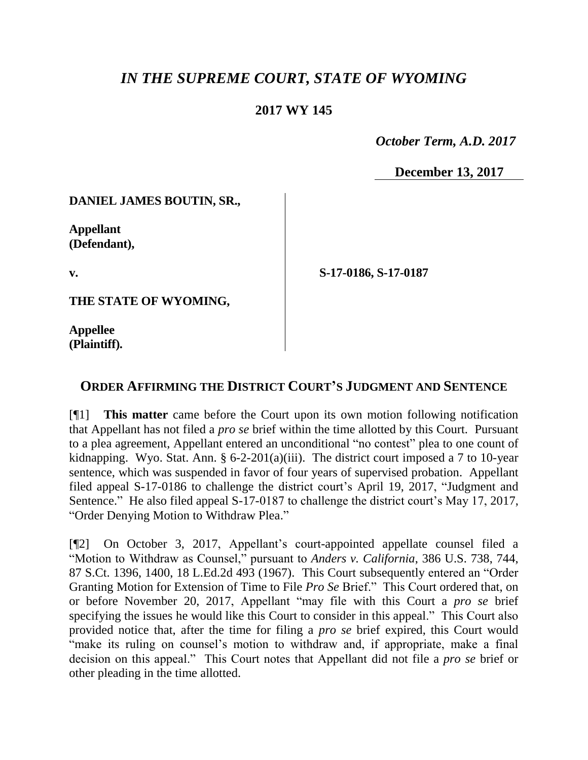# *IN THE SUPREME COURT, STATE OF WYOMING*

**2017 WY 145**

*October Term, A.D. 2017*

**December 13, 2017**

**DANIEL JAMES BOUTIN, SR.,**

**Appellant (Defendant),**

**v.**

**THE STATE OF WYOMING,**

**Appellee (Plaintiff).**

**S-17-0186, S-17-0187**

## ORDER AFFIRMING THE DISTRICT COURT'S JUDGMENT AND SENTENCE

[¶1] **This matter** came before the Court upon its own motion following notification that Appellant has not filed a *pro se* brief within the time allotted by this Court. Pursuant to a plea agreement, Appellant entered an unconditional "no contest" plea to one count of kidnapping. Wyo. Stat. Ann. § 6-2-201(a)(iii). The district court imposed a 7 to 10-year sentence, which was suspended in favor of four years of supervised probation. Appellant filed appeal S-17-0186 to challenge the district court's April 19, 2017, "Judgment and Sentence." He also filed appeal S-17-0187 to challenge the district court's May 17, 2017, "Order Denying Motion to Withdraw Plea."

[¶2] On October 3, 2017, Appellant's court-appointed appellate counsel filed a "Motion to Withdraw as Counsel," pursuant to *Anders v. California*, 386 U.S. 738, 744, 87 S.Ct. 1396, 1400, 18 L.Ed.2d 493 (1967). This Court subsequently entered an "Order Granting Motion for Extension of Time to File *Pro Se* Brief." This Court ordered that, on or before November 20, 2017, Appellant "may file with this Court a *pro se* brief specifying the issues he would like this Court to consider in this appeal." This Court also provided notice that, after the time for filing a *pro se* brief expired, this Court would "make its ruling on counsel's motion to withdraw and, if appropriate, make a final decision on this appeal." This Court notes that Appellant did not file a *pro se* brief or other pleading in the time allotted.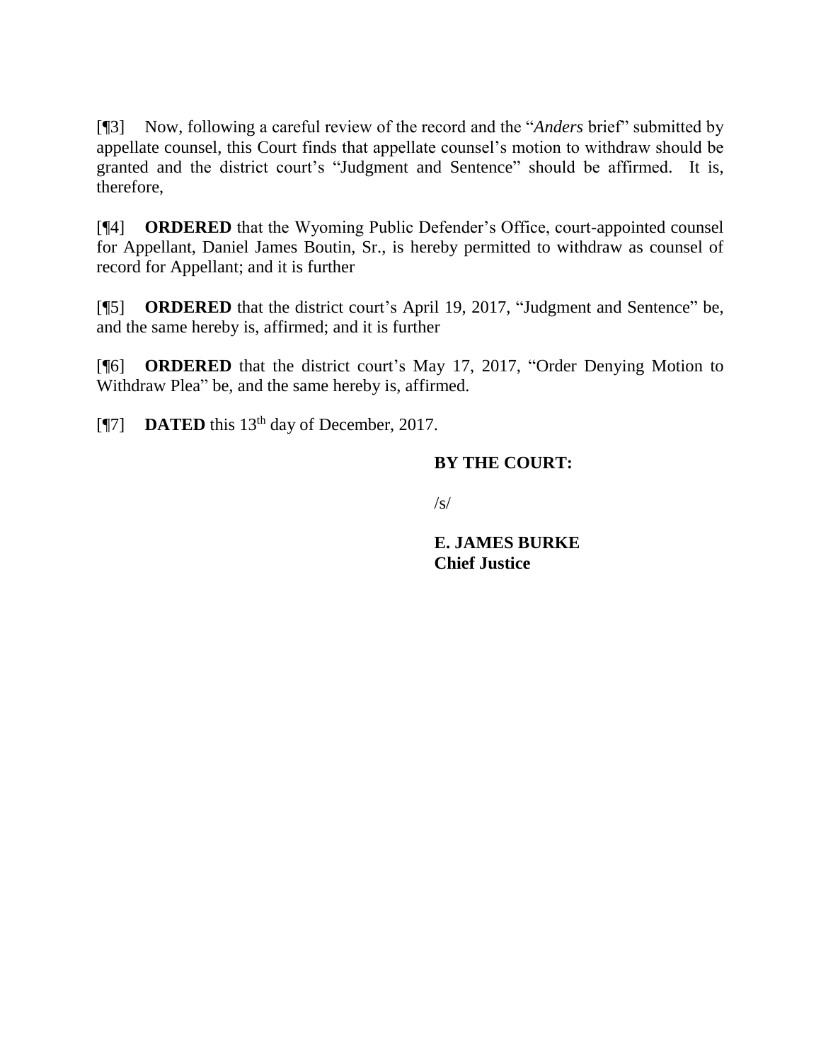[¶3] Now, following a careful review of the record and the "*Anders* brief" submitted by appellate counsel, this Court finds that appellate counsel's motion to withdraw should be granted and the district court's "Judgment and Sentence" should be affirmed. It is, therefore,

[¶4] **ORDERED** that the Wyoming Public Defender's Office, court-appointed counsel for Appellant, Daniel James Boutin, Sr., is hereby permitted to withdraw as counsel of record for Appellant; and it is further

[¶5] **ORDERED** that the district court's April 19, 2017, "Judgment and Sentence" be, and the same hereby is, affirmed; and it is further

[¶6] **ORDERED** that the district court's May 17, 2017, "Order Denying Motion to Withdraw Plea" be, and the same hereby is, affirmed.

[¶7] **DATED** this 13th day of December, 2017.

**BY THE COURT:**

/s/

**E. JAMES BURKE**
**Chief Justice**